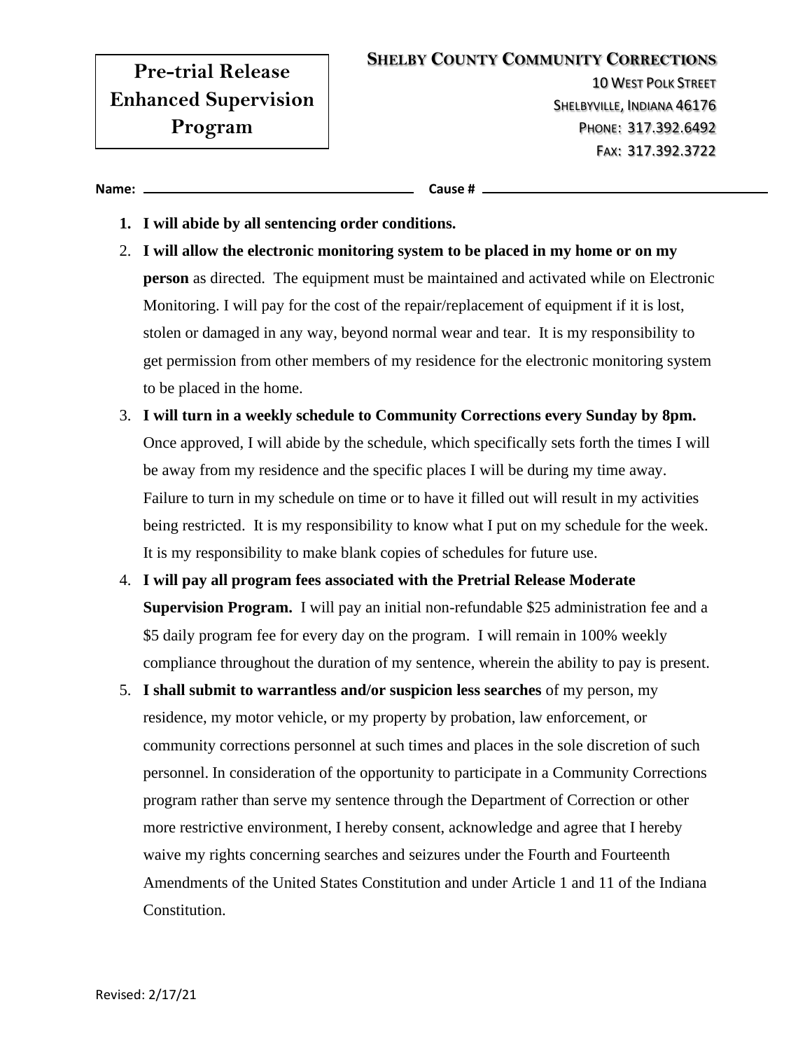# Pre-trial Release Enhanced Supervision Program

**SHELBY COUNTY COMMUNITY CORRECTIONS**

10 WEST POLK STREET
SHELBYVILLE, INDIANA 46176
PHONE: 317.392.6492
FAX: 317.392.3722

**Name:** ______________________ **Cause #** ______________________

1. **I will abide by all sentencing order conditions.**
2. **I will allow the electronic monitoring system to be placed in my home or on my person** as directed. The equipment must be maintained and activated while on Electronic Monitoring. I will pay for the cost of the repair/replacement of equipment if it is lost, stolen or damaged in any way, beyond normal wear and tear. It is my responsibility to get permission from other members of my residence for the electronic monitoring system to be placed in the home.
3. **I will turn in a weekly schedule to Community Corrections every Sunday by 8pm.** Once approved, I will abide by the schedule, which specifically sets forth the times I will be away from my residence and the specific places I will be during my time away. Failure to turn in my schedule on time or to have it filled out will result in my activities being restricted. It is my responsibility to know what I put on my schedule for the week. It is my responsibility to make blank copies of schedules for future use.
4. **I will pay all program fees associated with the Pretrial Release Moderate Supervision Program.** I will pay an initial non-refundable $25 administration fee and a $5 daily program fee for every day on the program. I will remain in 100% weekly compliance throughout the duration of my sentence, wherein the ability to pay is present.
5. **I shall submit to warrantless and/or suspicion less searches** of my person, my residence, my motor vehicle, or my property by probation, law enforcement, or community corrections personnel at such times and places in the sole discretion of such personnel. In consideration of the opportunity to participate in a Community Corrections program rather than serve my sentence through the Department of Correction or other more restrictive environment, I hereby consent, acknowledge and agree that I hereby waive my rights concerning searches and seizures under the Fourth and Fourteenth Amendments of the United States Constitution and under Article 1 and 11 of the Indiana Constitution.

Revised: 2/17/21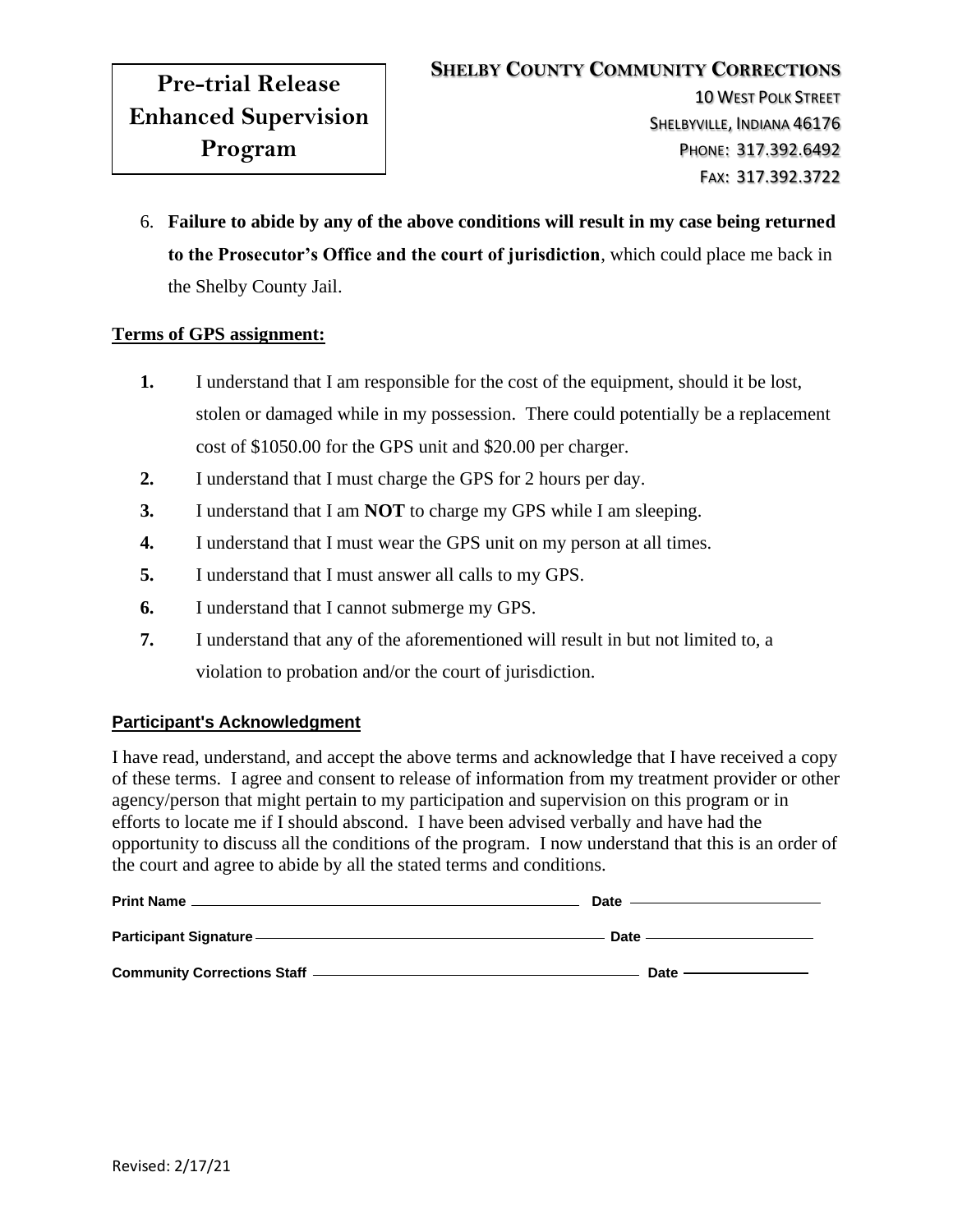**Pre-trial Release Enhanced Supervision Program**

**SHELBY COUNTY COMMUNITY CORRECTIONS**
10 WEST POLK STREET
SHELBYVILLE, INDIANA 46176
PHONE: 317.392.6492
FAX: 317.392.3722

6. **Failure to abide by any of the above conditions will result in my case being returned to the Prosecutor's Office and the court of jurisdiction**, which could place me back in the Shelby County Jail.

**Terms of GPS assignment:**

1. I understand that I am responsible for the cost of the equipment, should it be lost, stolen or damaged while in my possession. There could potentially be a replacement cost of $1050.00 for the GPS unit and $20.00 per charger.
2. I understand that I must charge the GPS for 2 hours per day.
3. I understand that I am **NOT** to charge my GPS while I am sleeping.
4. I understand that I must wear the GPS unit on my person at all times.
5. I understand that I must answer all calls to my GPS.
6. I understand that I cannot submerge my GPS.
7. I understand that any of the aforementioned will result in but not limited to, a violation to probation and/or the court of jurisdiction.

**Participant's Acknowledgment**

I have read, understand, and accept the above terms and acknowledge that I have received a copy of these terms. I agree and consent to release of information from my treatment provider or other agency/person that might pertain to my participation and supervision on this program or in efforts to locate me if I should abscond. I have been advised verbally and have had the opportunity to discuss all the conditions of the program. I now understand that this is an order of the court and agree to abide by all the stated terms and conditions.

**Print Name** ______________________________ **Date** ______________

**Participant Signature** ______________________________ **Date** ______________

**Community Corrections Staff** ______________________________ **Date** ______________

Revised: 2/17/21